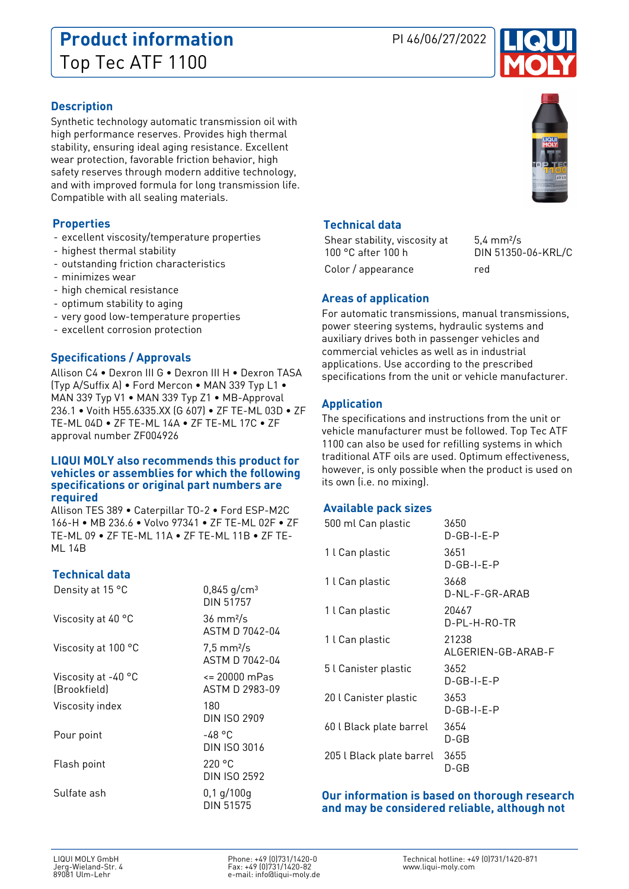# Product information

## Top Tec ATF 1100

PI 46/06/27/2022

### Description

Synthetic technology automatic transmission oil with high performance reserves. Provides high thermal stability, ensuring ideal aging resistance. Excellent wear protection, favorable friction behavior, high safety reserves through modern additive technology, and with improved formula for long transmission life. Compatible with all sealing materials.

### Properties

- excellent viscosity/temperature properties
- highest thermal stability
- outstanding friction characteristics
- minimizes wear
- high chemical resistance
- optimum stability to aging
- very good low-temperature properties
- excellent corrosion protection

### Specifications / Approvals

Allison C4 • Dexron III G • Dexron III H • Dexron TASA (Typ A/Suffix A) • Ford Mercon • MAN 339 Typ L1 • MAN 339 Typ V1 • MAN 339 Typ Z1 • MB-Approval 236.1 • Voith H55.6335.XX (G 607) • ZF TE-ML 03D • ZF TE-ML 04D • ZF TE-ML 14A • ZF TE-ML 17C • ZF approval number ZF004926

### LIQUI MOLY also recommends this product for vehicles or assemblies for which the following specifications or original part numbers are required

Allison TES 389 • Caterpillar TO-2 • Ford ESP-M2C 166-H • MB 236.6 • Volvo 97341 • ZF TE-ML 02F • ZF TE-ML 09 • ZF TE-ML 11A • ZF TE-ML 11B • ZF TE-ML 14B

### Technical data

| | |
|---|---|
| Density at 15 °C | 0,845 g/cm³ DIN 51757 |
| Viscosity at 40 °C | 36 mm²/s ASTM D 7042-04 |
| Viscosity at 100 °C | 7,5 mm²/s ASTM D 7042-04 |
| Viscosity at -40 °C (Brookfield) | <= 20000 mPas ASTM D 2983-09 |
| Viscosity index | 180 DIN ISO 2909 |
| Pour point | -48 °C DIN ISO 3016 |
| Flash point | 220 °C DIN ISO 2592 |
| Sulfate ash | 0,1 g/100g DIN 51575 |
| Shear stability, viscosity at 100 °C after 100 h | 5,4 mm²/s DIN 51350-06-KRL/C |
| Color / appearance | red |

### Areas of application

For automatic transmissions, manual transmissions, power steering systems, hydraulic systems and auxiliary drives both in passenger vehicles and commercial vehicles as well as in industrial applications. Use according to the prescribed specifications from the unit or vehicle manufacturer.

### Application

The specifications and instructions from the unit or vehicle manufacturer must be followed. Top Tec ATF 1100 can also be used for refilling systems in which traditional ATF oils are used. Optimum effectiveness, however, is only possible when the product is used on its own (i.e. no mixing).

### Available pack sizes

| | |
|---|---|
| 500 ml Can plastic | 3650 D-GB-I-E-P |
| 1 l Can plastic | 3651 D-GB-I-E-P |
| 1 l Can plastic | 3668 D-NL-F-GR-ARAB |
| 1 l Can plastic | 20467 D-PL-H-RO-TR |
| 1 l Can plastic | 21238 ALGERIEN-GB-ARAB-F |
| 5 l Canister plastic | 3652 D-GB-I-E-P |
| 20 l Canister plastic | 3653 D-GB-I-E-P |
| 60 l Black plate barrel | 3654 D-GB |
| 205 l Black plate barrel | 3655 D-GB |

**Our information is based on thorough research and may be considered reliable, although not**

LIQUI MOLY GmbH
Jerg-Wieland-Str. 4
89081 Ulm-Lehr

Phone: +49 (0)731/1420-0
Fax: +49 (0)731/1420-82
e-mail: info@liqui-moly.de

Technical hotline: +49 (0)731/1420-871
www.liqui-moly.com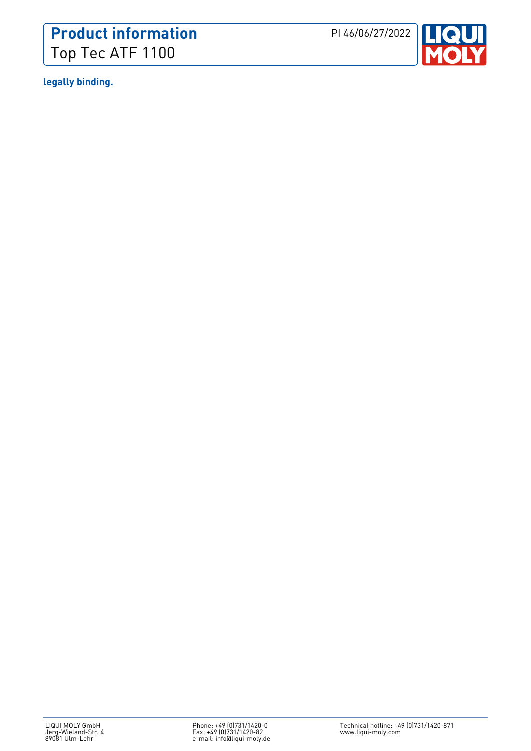**legally binding.**